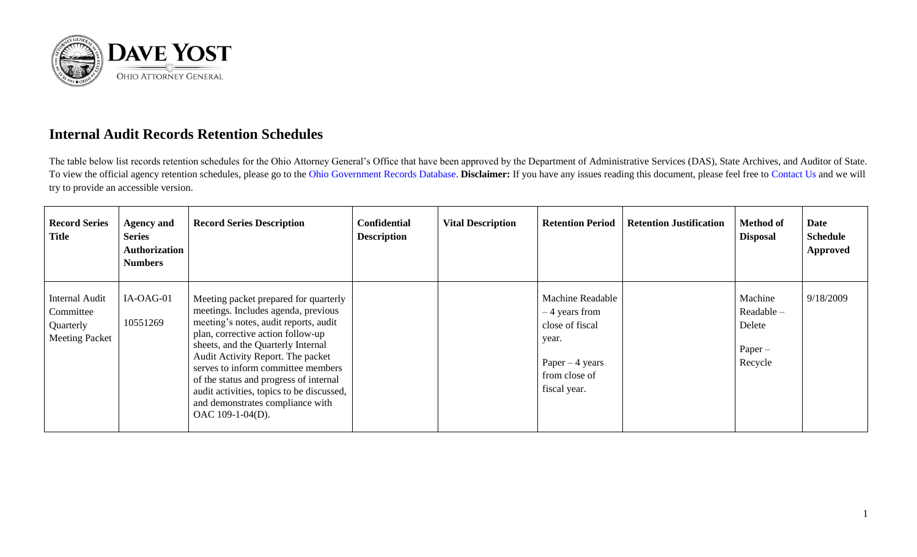## Internal Audit Records Retention Schedules

The table below list records retention schedules for the Ohio Attorney General's Office that have been approved by the Department of Administrative Services (DAS), State Archives, and Auditor of State. To view the official agency retention schedules, please go to the Ohio Government Records Database. **Disclaimer:** If you have any issues reading this document, please feel free to Contact Us and we will try to provide an accessible version.

| Record Series Title | Agency and Series Authorization Numbers | Record Series Description | Confidential Description | Vital Description | Retention Period | Retention Justification | Method of Disposal | Date Schedule Approved |
|---|---|---|---|---|---|---|---|---|
| Internal Audit Committee Quarterly Meeting Packet | IA-OAG-01<br>10551269 | Meeting packet prepared for quarterly meetings. Includes agenda, previous meeting's notes, audit reports, audit plan, corrective action follow-up sheets, and the Quarterly Internal Audit Activity Report. The packet serves to inform committee members of the status and progress of internal audit activities, topics to be discussed, and demonstrates compliance with OAC 109-1-04(D). | | | Machine Readable – 4 years from close of fiscal year.<br>Paper – 4 years from close of fiscal year. | | Machine Readable – Delete<br>Paper – Recycle | 9/18/2009 |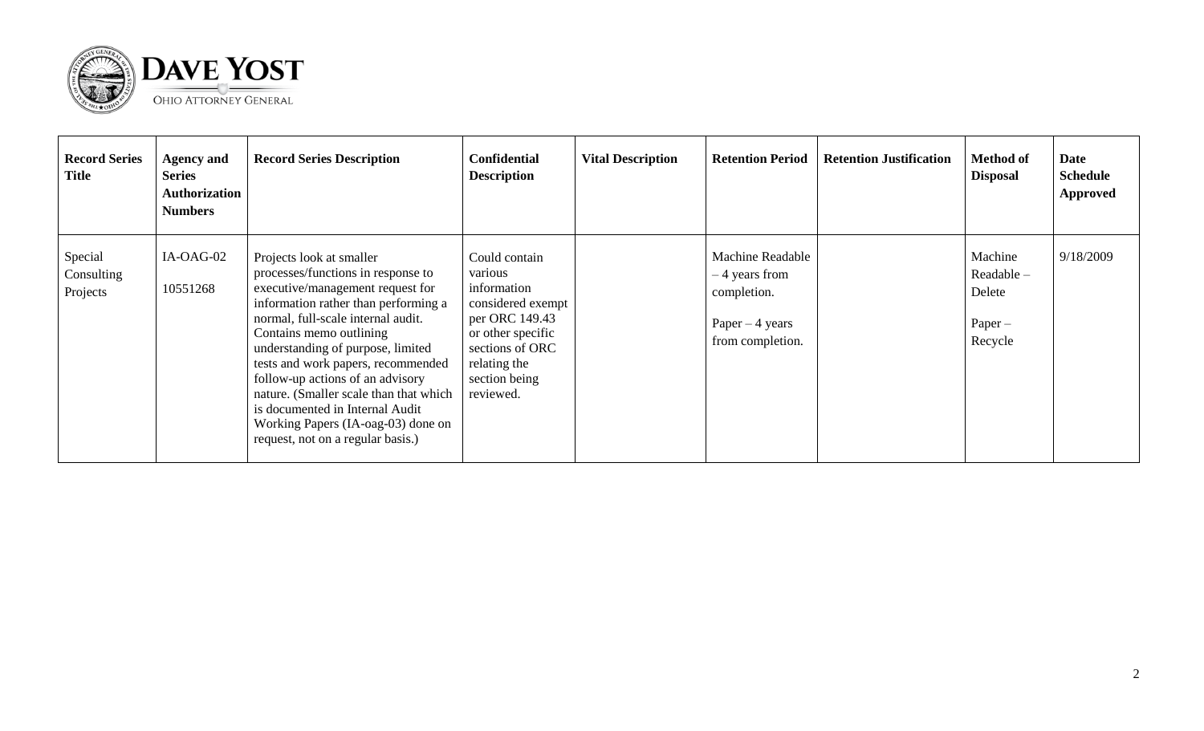| Record Series Title | Agency and Series Authorization Numbers | Record Series Description | Confidential Description | Vital Description | Retention Period | Retention Justification | Method of Disposal | Date Schedule Approved |
|---|---|---|---|---|---|---|---|---|
| Special Consulting Projects | IA-OAG-02<br><br>10551268 | Projects look at smaller processes/functions in response to executive/management request for information rather than performing a normal, full-scale internal audit. Contains memo outlining understanding of purpose, limited tests and work papers, recommended follow-up actions of an advisory nature. (Smaller scale than that which is documented in Internal Audit Working Papers (IA-oag-03) done on request, not on a regular basis.) | Could contain various information considered exempt per ORC 149.43 or other specific sections of ORC relating the section being reviewed. | | Machine Readable – 4 years from completion.<br><br>Paper – 4 years from completion. | | Machine Readable – Delete<br><br>Paper – Recycle | 9/18/2009 |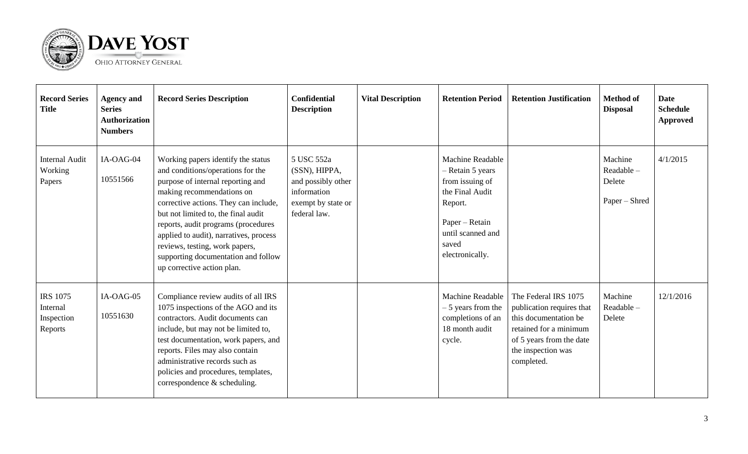| Record Series Title | Agency and Series Authorization Numbers | Record Series Description | Confidential Description | Vital Description | Retention Period | Retention Justification | Method of Disposal | Date Schedule Approved |
|---|---|---|---|---|---|---|---|---|
| Internal Audit Working Papers | IA-OAG-04<br><br>10551566 | Working papers identify the status and conditions/operations for the purpose of internal reporting and making recommendations on corrective actions. They can include, but not limited to, the final audit reports, audit programs (procedures applied to audit), narratives, process reviews, testing, work papers, supporting documentation and follow up corrective action plan. | 5 USC 552a (SSN), HIPPA, and possibly other information exempt by state or federal law. | | Machine Readable – Retain 5 years from issuing of the Final Audit Report.<br><br>Paper – Retain until scanned and saved electronically. | | Machine Readable – Delete<br><br>Paper – Shred | 4/1/2015 |
| IRS 1075 Internal Inspection Reports | IA-OAG-05<br><br>10551630 | Compliance review audits of all IRS 1075 inspections of the AGO and its contractors. Audit documents can include, but may not be limited to, test documentation, work papers, and reports. Files may also contain administrative records such as policies and procedures, templates, correspondence & scheduling. | | | Machine Readable – 5 years from the completions of an 18 month audit cycle. | The Federal IRS 1075 publication requires that this documentation be retained for a minimum of 5 years from the date the inspection was completed. | Machine Readable – Delete | 12/1/2016 |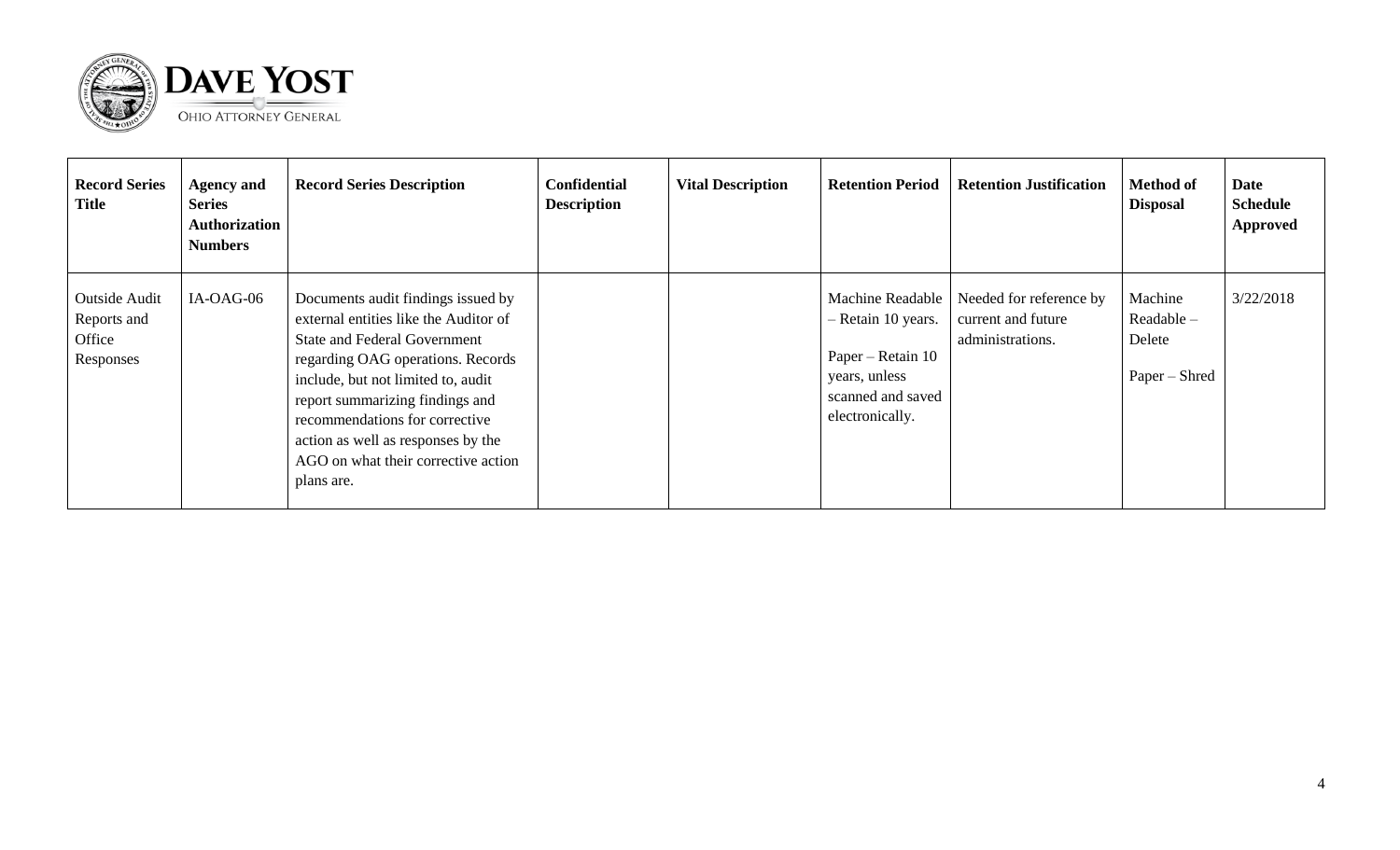**DAVE YOST**

OHIO ATTORNEY GENERAL

| Record Series Title | Agency and Series Authorization Numbers | Record Series Description | Confidential Description | Vital Description | Retention Period | Retention Justification | Method of Disposal | Date Schedule Approved |
|---|---|---|---|---|---|---|---|---|
| Outside Audit Reports and Office Responses | IA-OAG-06 | Documents audit findings issued by external entities like the Auditor of State and Federal Government regarding OAG operations. Records include, but not limited to, audit report summarizing findings and recommendations for corrective action as well as responses by the AGO on what their corrective action plans are. | | | Machine Readable – Retain 10 years. Paper – Retain 10 years, unless scanned and saved electronically. | Needed for reference by current and future administrations. | Machine Readable – Delete Paper – Shred | 3/22/2018 |